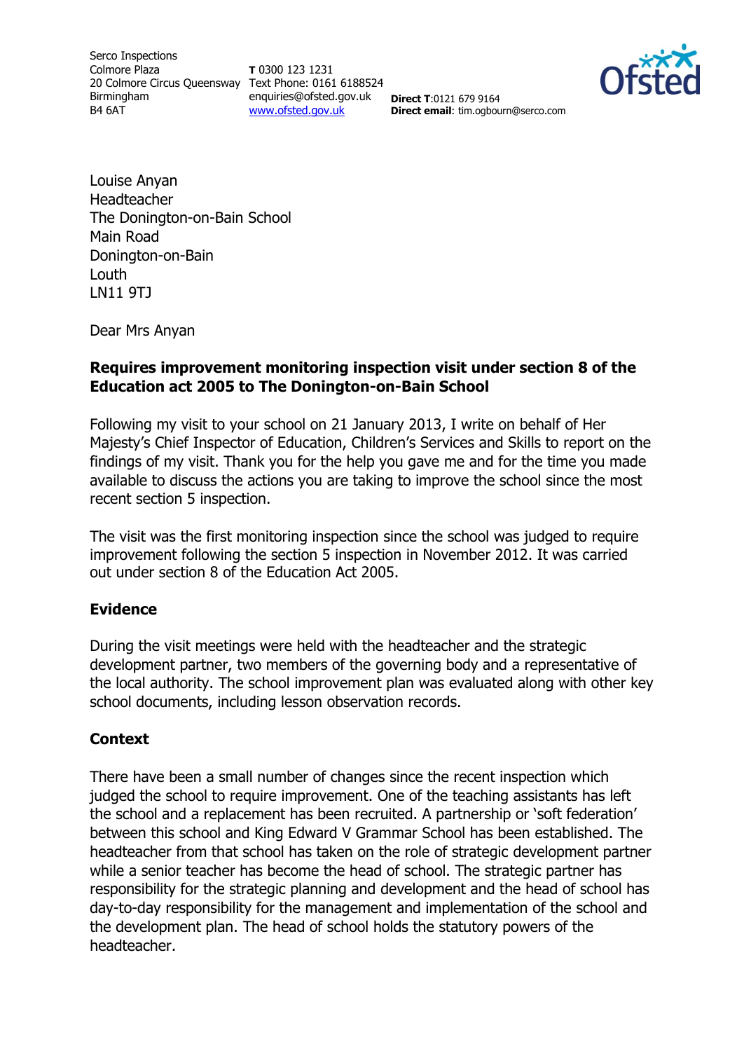Serco Inspections
Colmore Plaza
20 Colmore Circus Queensway
Birmingham
B4 6AT

**T** 0300 123 1231
Text Phone: 0161 6188524
enquiries@ofsted.gov.uk
www.ofsted.gov.uk

**Direct T**:0121 679 9164
**Direct email**: tim.ogbourn@serco.com

Louise Anyan
Headteacher
The Donington-on-Bain School
Main Road
Donington-on-Bain
Louth
LN11 9TJ

Dear Mrs Anyan

**Requires improvement monitoring inspection visit under section 8 of the Education act 2005 to The Donington-on-Bain School**

Following my visit to your school on 21 January 2013, I write on behalf of Her Majesty's Chief Inspector of Education, Children's Services and Skills to report on the findings of my visit. Thank you for the help you gave me and for the time you made available to discuss the actions you are taking to improve the school since the most recent section 5 inspection.

The visit was the first monitoring inspection since the school was judged to require improvement following the section 5 inspection in November 2012. It was carried out under section 8 of the Education Act 2005.

## Evidence

During the visit meetings were held with the headteacher and the strategic development partner, two members of the governing body and a representative of the local authority. The school improvement plan was evaluated along with other key school documents, including lesson observation records.

## Context

There have been a small number of changes since the recent inspection which judged the school to require improvement. One of the teaching assistants has left the school and a replacement has been recruited. A partnership or 'soft federation' between this school and King Edward V Grammar School has been established. The headteacher from that school has taken on the role of strategic development partner while a senior teacher has become the head of school. The strategic partner has responsibility for the strategic planning and development and the head of school has day-to-day responsibility for the management and implementation of the school and the development plan. The head of school holds the statutory powers of the headteacher.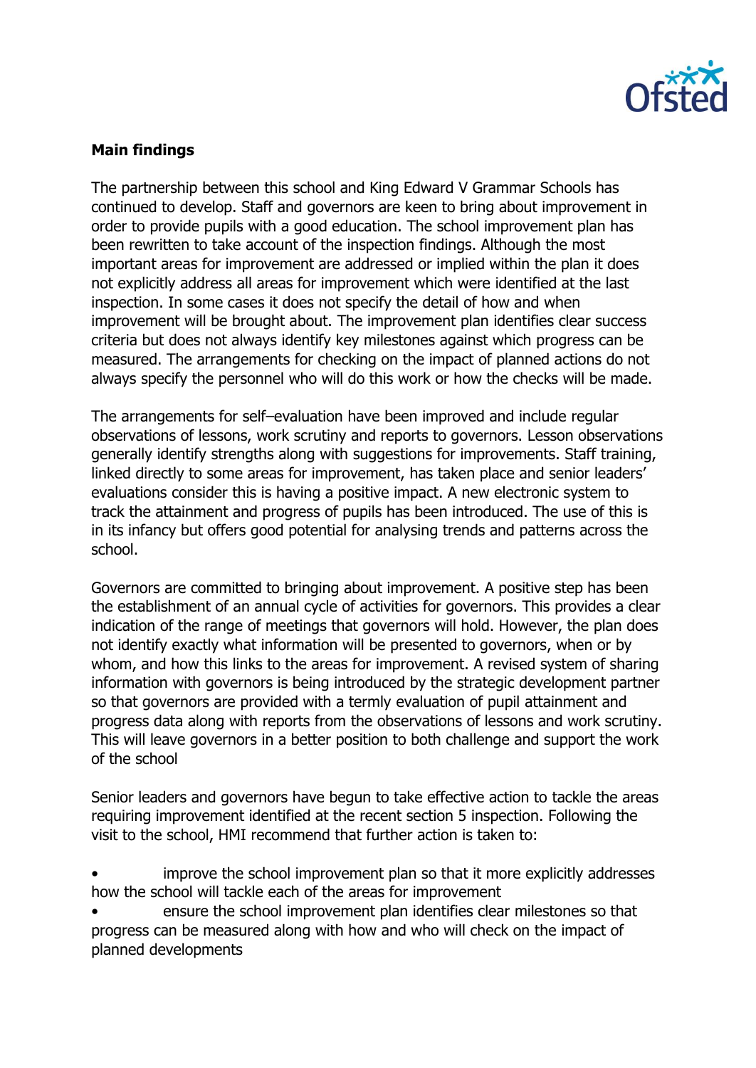## Main findings

The partnership between this school and King Edward V Grammar Schools has continued to develop. Staff and governors are keen to bring about improvement in order to provide pupils with a good education. The school improvement plan has been rewritten to take account of the inspection findings. Although the most important areas for improvement are addressed or implied within the plan it does not explicitly address all areas for improvement which were identified at the last inspection. In some cases it does not specify the detail of how and when improvement will be brought about. The improvement plan identifies clear success criteria but does not always identify key milestones against which progress can be measured. The arrangements for checking on the impact of planned actions do not always specify the personnel who will do this work or how the checks will be made.

The arrangements for self–evaluation have been improved and include regular observations of lessons, work scrutiny and reports to governors. Lesson observations generally identify strengths along with suggestions for improvements. Staff training, linked directly to some areas for improvement, has taken place and senior leaders' evaluations consider this is having a positive impact. A new electronic system to track the attainment and progress of pupils has been introduced. The use of this is in its infancy but offers good potential for analysing trends and patterns across the school.

Governors are committed to bringing about improvement. A positive step has been the establishment of an annual cycle of activities for governors. This provides a clear indication of the range of meetings that governors will hold. However, the plan does not identify exactly what information will be presented to governors, when or by whom, and how this links to the areas for improvement. A revised system of sharing information with governors is being introduced by the strategic development partner so that governors are provided with a termly evaluation of pupil attainment and progress data along with reports from the observations of lessons and work scrutiny. This will leave governors in a better position to both challenge and support the work of the school

Senior leaders and governors have begun to take effective action to tackle the areas requiring improvement identified at the recent section 5 inspection. Following the visit to the school, HMI recommend that further action is taken to:

- improve the school improvement plan so that it more explicitly addresses how the school will tackle each of the areas for improvement
- ensure the school improvement plan identifies clear milestones so that progress can be measured along with how and who will check on the impact of planned developments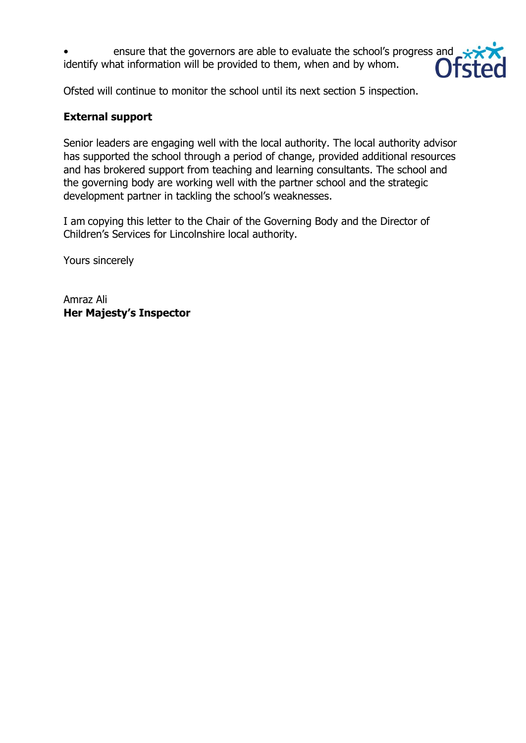- ensure that the governors are able to evaluate the school's progress and identify what information will be provided to them, when and by whom.

Ofsted will continue to monitor the school until its next section 5 inspection.

**External support**

Senior leaders are engaging well with the local authority. The local authority advisor has supported the school through a period of change, provided additional resources and has brokered support from teaching and learning consultants. The school and the governing body are working well with the partner school and the strategic development partner in tackling the school's weaknesses.

I am copying this letter to the Chair of the Governing Body and the Director of Children's Services for Lincolnshire local authority.

Yours sincerely

Amraz Ali
**Her Majesty's Inspector**